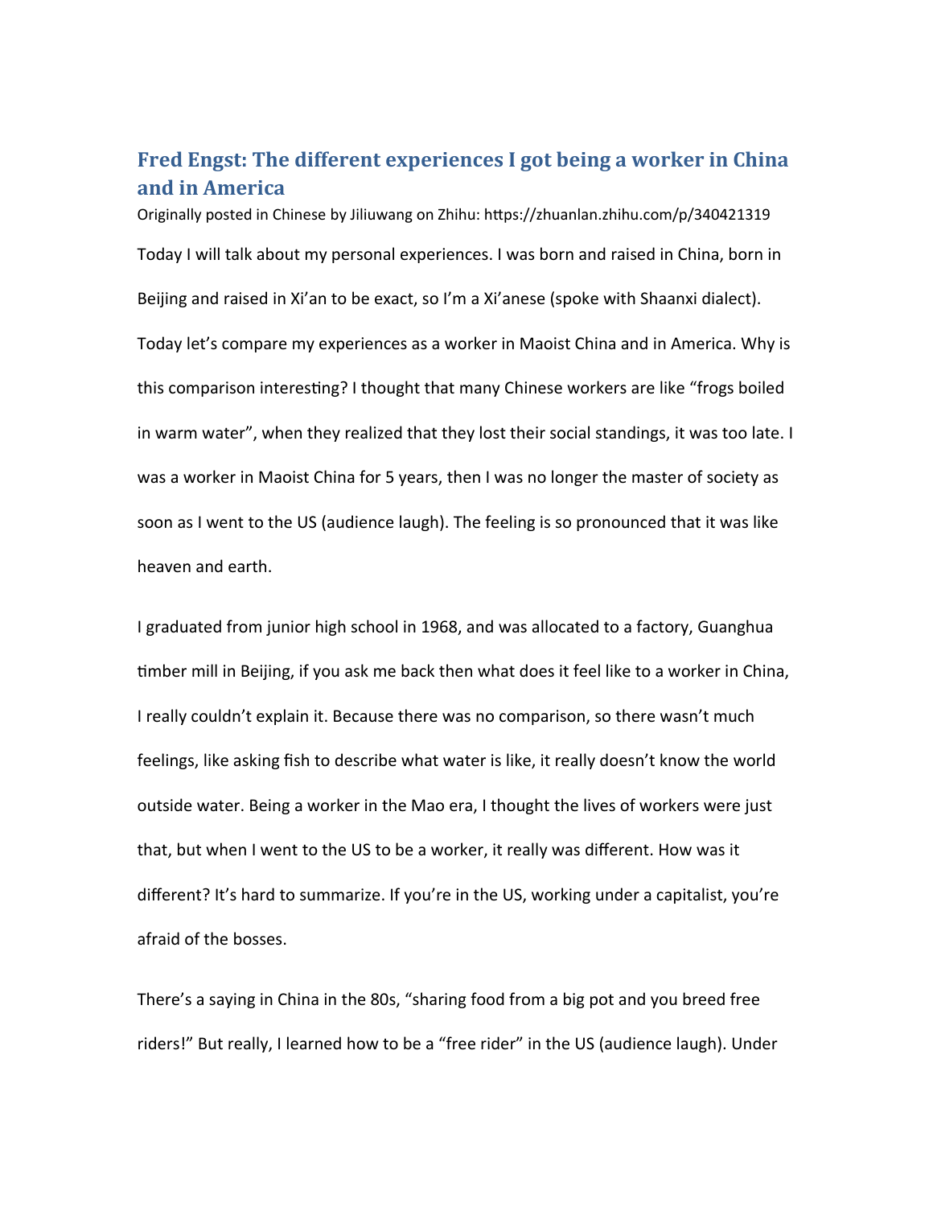# Fred Engst: The different experiences I got being a worker in China and in America

Originally posted in Chinese by Jiliuwang on Zhihu: https://zhuanlan.zhihu.com/p/340421319

Today I will talk about my personal experiences. I was born and raised in China, born in Beijing and raised in Xi'an to be exact, so I'm a Xi'anese (spoke with Shaanxi dialect). Today let's compare my experiences as a worker in Maoist China and in America. Why is this comparison interesting? I thought that many Chinese workers are like "frogs boiled in warm water", when they realized that they lost their social standings, it was too late. I was a worker in Maoist China for 5 years, then I was no longer the master of society as soon as I went to the US (audience laugh). The feeling is so pronounced that it was like heaven and earth.

I graduated from junior high school in 1968, and was allocated to a factory, Guanghua timber mill in Beijing, if you ask me back then what does it feel like to a worker in China, I really couldn't explain it. Because there was no comparison, so there wasn't much feelings, like asking fish to describe what water is like, it really doesn't know the world outside water. Being a worker in the Mao era, I thought the lives of workers were just that, but when I went to the US to be a worker, it really was different. How was it different? It's hard to summarize. If you're in the US, working under a capitalist, you're afraid of the bosses.

There's a saying in China in the 80s, "sharing food from a big pot and you breed free riders!" But really, I learned how to be a "free rider" in the US (audience laugh). Under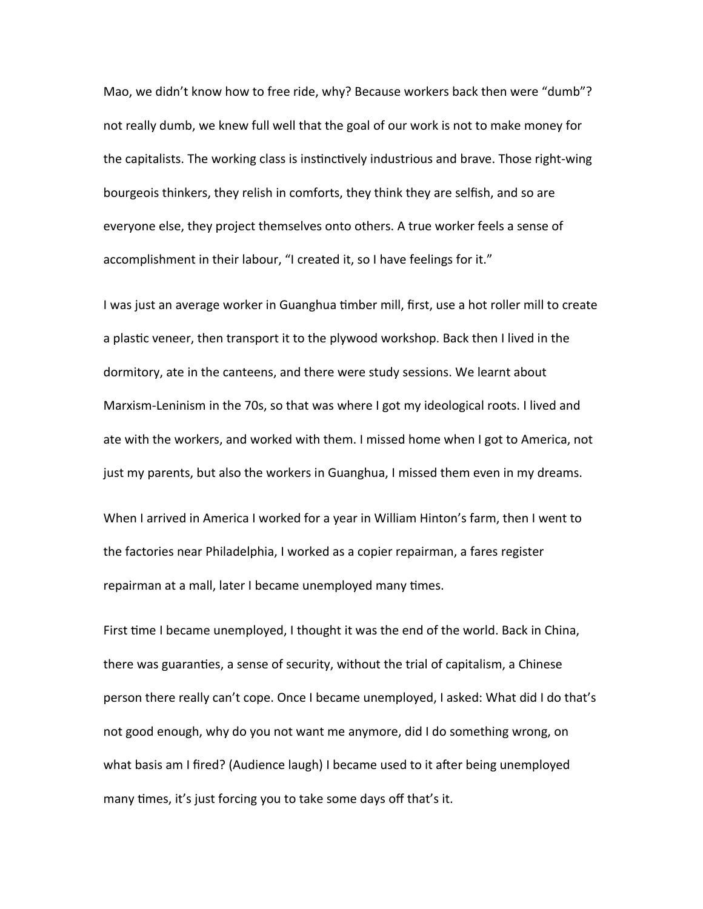Mao, we didn't know how to free ride, why? Because workers back then were "dumb"? not really dumb, we knew full well that the goal of our work is not to make money for the capitalists. The working class is instinctively industrious and brave. Those right-wing bourgeois thinkers, they relish in comforts, they think they are selfish, and so are everyone else, they project themselves onto others. A true worker feels a sense of accomplishment in their labour, "I created it, so I have feelings for it."

I was just an average worker in Guanghua timber mill, first, use a hot roller mill to create a plastic veneer, then transport it to the plywood workshop. Back then I lived in the dormitory, ate in the canteens, and there were study sessions. We learnt about Marxism-Leninism in the 70s, so that was where I got my ideological roots. I lived and ate with the workers, and worked with them. I missed home when I got to America, not just my parents, but also the workers in Guanghua, I missed them even in my dreams.

When I arrived in America I worked for a year in William Hinton's farm, then I went to the factories near Philadelphia, I worked as a copier repairman, a fares register repairman at a mall, later I became unemployed many times.

First time I became unemployed, I thought it was the end of the world. Back in China, there was guaranties, a sense of security, without the trial of capitalism, a Chinese person there really can't cope. Once I became unemployed, I asked: What did I do that's not good enough, why do you not want me anymore, did I do something wrong, on what basis am I fired? (Audience laugh) I became used to it after being unemployed many times, it's just forcing you to take some days off that's it.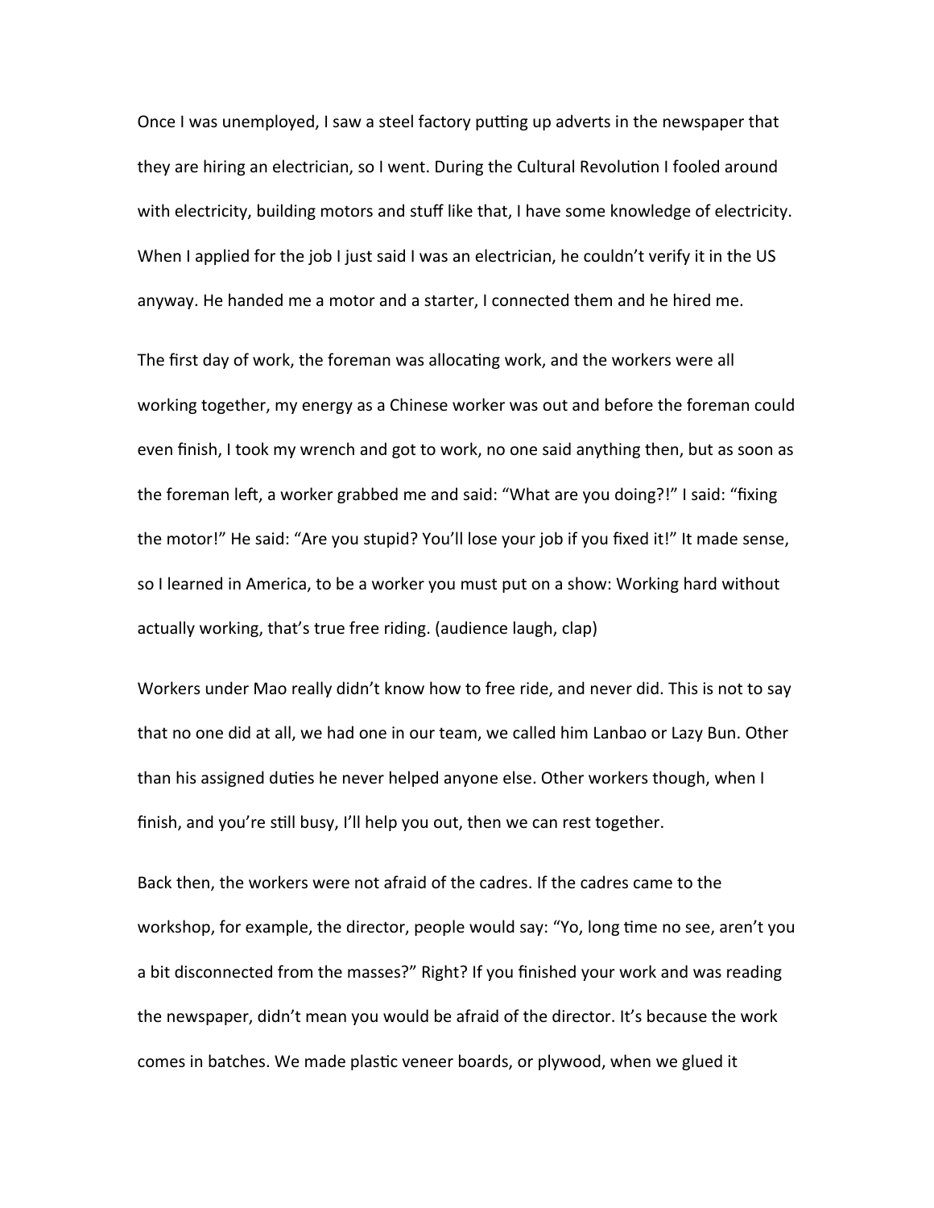Once I was unemployed, I saw a steel factory putting up adverts in the newspaper that they are hiring an electrician, so I went. During the Cultural Revolution I fooled around with electricity, building motors and stuff like that, I have some knowledge of electricity. When I applied for the job I just said I was an electrician, he couldn't verify it in the US anyway. He handed me a motor and a starter, I connected them and he hired me.

The first day of work, the foreman was allocating work, and the workers were all working together, my energy as a Chinese worker was out and before the foreman could even finish, I took my wrench and got to work, no one said anything then, but as soon as the foreman left, a worker grabbed me and said: "What are you doing?!" I said: "fixing the motor!" He said: "Are you stupid? You'll lose your job if you fixed it!" It made sense, so I learned in America, to be a worker you must put on a show: Working hard without actually working, that's true free riding. (audience laugh, clap)

Workers under Mao really didn't know how to free ride, and never did. This is not to say that no one did at all, we had one in our team, we called him Lanbao or Lazy Bun. Other than his assigned duties he never helped anyone else. Other workers though, when I finish, and you're still busy, I'll help you out, then we can rest together.

Back then, the workers were not afraid of the cadres. If the cadres came to the workshop, for example, the director, people would say: "Yo, long time no see, aren't you a bit disconnected from the masses?" Right? If you finished your work and was reading the newspaper, didn't mean you would be afraid of the director. It's because the work comes in batches. We made plastic veneer boards, or plywood, when we glued it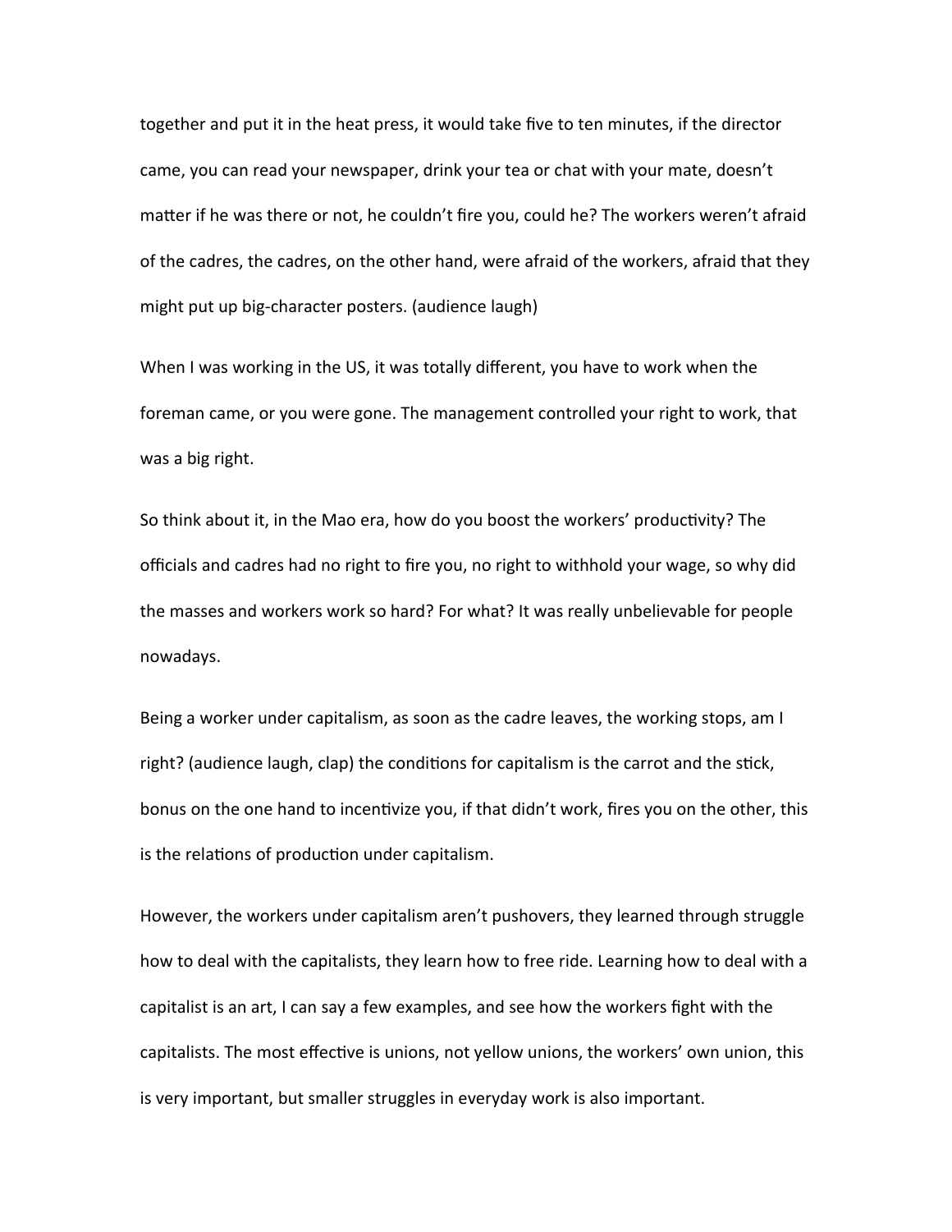together and put it in the heat press, it would take five to ten minutes, if the director came, you can read your newspaper, drink your tea or chat with your mate, doesn't matter if he was there or not, he couldn't fire you, could he? The workers weren't afraid of the cadres, the cadres, on the other hand, were afraid of the workers, afraid that they might put up big-character posters. (audience laugh)

When I was working in the US, it was totally different, you have to work when the foreman came, or you were gone. The management controlled your right to work, that was a big right.

So think about it, in the Mao era, how do you boost the workers' productivity? The officials and cadres had no right to fire you, no right to withhold your wage, so why did the masses and workers work so hard? For what? It was really unbelievable for people nowadays.

Being a worker under capitalism, as soon as the cadre leaves, the working stops, am I right? (audience laugh, clap) the conditions for capitalism is the carrot and the stick, bonus on the one hand to incentivize you, if that didn't work, fires you on the other, this is the relations of production under capitalism.

However, the workers under capitalism aren't pushovers, they learned through struggle how to deal with the capitalists, they learn how to free ride. Learning how to deal with a capitalist is an art, I can say a few examples, and see how the workers fight with the capitalists. The most effective is unions, not yellow unions, the workers' own union, this is very important, but smaller struggles in everyday work is also important.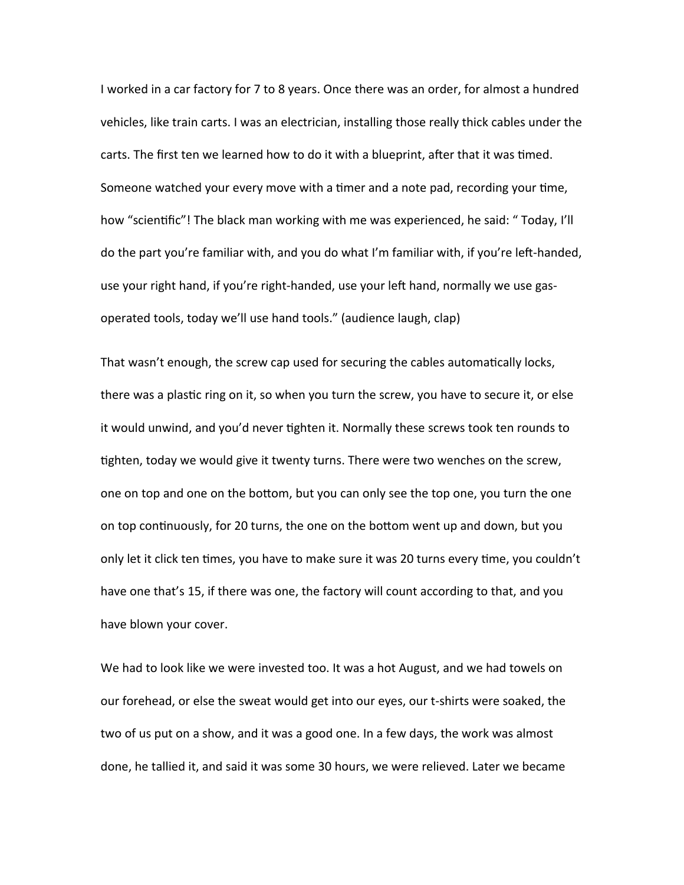I worked in a car factory for 7 to 8 years. Once there was an order, for almost a hundred vehicles, like train carts. I was an electrician, installing those really thick cables under the carts. The first ten we learned how to do it with a blueprint, after that it was timed. Someone watched your every move with a timer and a note pad, recording your time, how "scientific"! The black man working with me was experienced, he said: " Today, I'll do the part you're familiar with, and you do what I'm familiar with, if you're left-handed, use your right hand, if you're right-handed, use your left hand, normally we use gas-operated tools, today we'll use hand tools." (audience laugh, clap)

That wasn't enough, the screw cap used for securing the cables automatically locks, there was a plastic ring on it, so when you turn the screw, you have to secure it, or else it would unwind, and you'd never tighten it. Normally these screws took ten rounds to tighten, today we would give it twenty turns. There were two wenches on the screw, one on top and one on the bottom, but you can only see the top one, you turn the one on top continuously, for 20 turns, the one on the bottom went up and down, but you only let it click ten times, you have to make sure it was 20 turns every time, you couldn't have one that's 15, if there was one, the factory will count according to that, and you have blown your cover.

We had to look like we were invested too. It was a hot August, and we had towels on our forehead, or else the sweat would get into our eyes, our t-shirts were soaked, the two of us put on a show, and it was a good one. In a few days, the work was almost done, he tallied it, and said it was some 30 hours, we were relieved. Later we became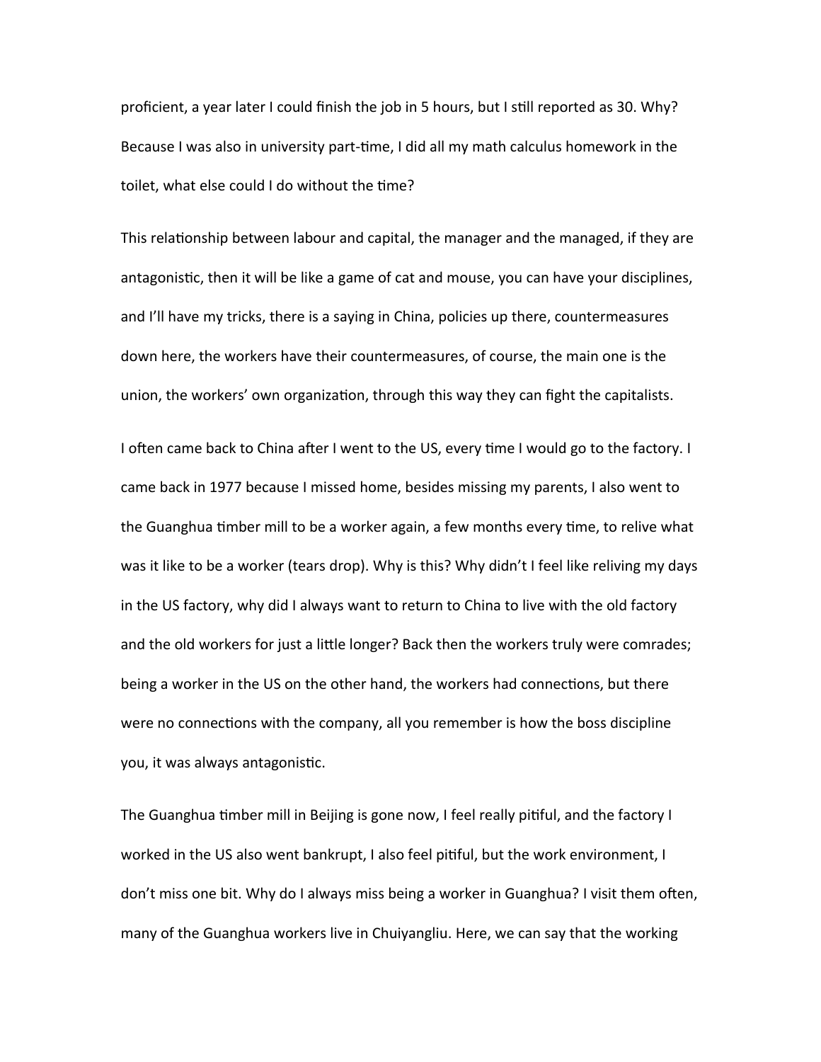proficient, a year later I could finish the job in 5 hours, but I still reported as 30. Why? Because I was also in university part-time, I did all my math calculus homework in the toilet, what else could I do without the time?

This relationship between labour and capital, the manager and the managed, if they are antagonistic, then it will be like a game of cat and mouse, you can have your disciplines, and I'll have my tricks, there is a saying in China, policies up there, countermeasures down here, the workers have their countermeasures, of course, the main one is the union, the workers' own organization, through this way they can fight the capitalists.

I often came back to China after I went to the US, every time I would go to the factory. I came back in 1977 because I missed home, besides missing my parents, I also went to the Guanghua timber mill to be a worker again, a few months every time, to relive what was it like to be a worker (tears drop). Why is this? Why didn't I feel like reliving my days in the US factory, why did I always want to return to China to live with the old factory and the old workers for just a little longer? Back then the workers truly were comrades; being a worker in the US on the other hand, the workers had connections, but there were no connections with the company, all you remember is how the boss discipline you, it was always antagonistic.

The Guanghua timber mill in Beijing is gone now, I feel really pitiful, and the factory I worked in the US also went bankrupt, I also feel pitiful, but the work environment, I don't miss one bit. Why do I always miss being a worker in Guanghua? I visit them often, many of the Guanghua workers live in Chuiyangliu. Here, we can say that the working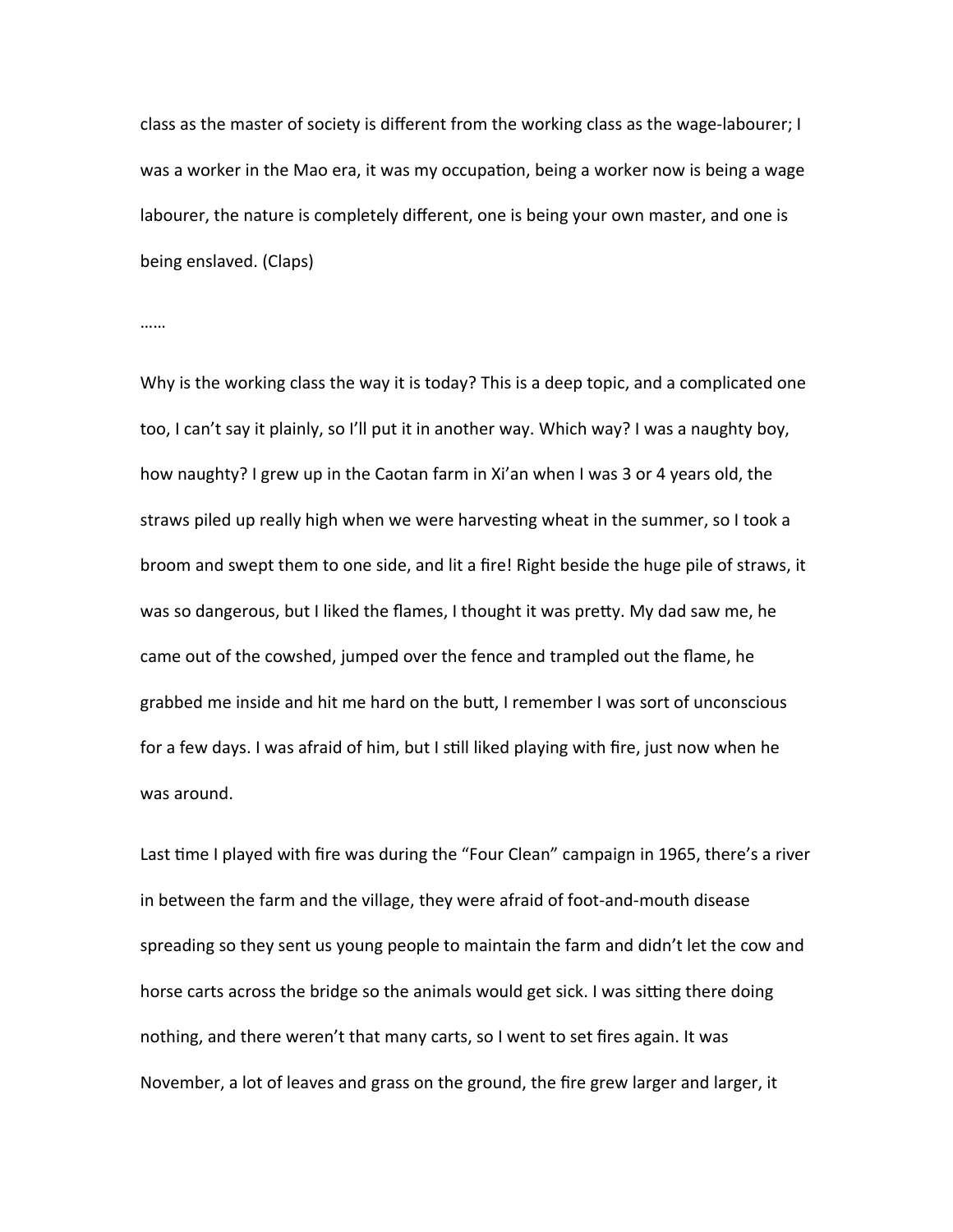class as the master of society is different from the working class as the wage-labourer; I was a worker in the Mao era, it was my occupation, being a worker now is being a wage labourer, the nature is completely different, one is being your own master, and one is being enslaved. (Claps)

……

Why is the working class the way it is today? This is a deep topic, and a complicated one too, I can't say it plainly, so I'll put it in another way. Which way? I was a naughty boy, how naughty? I grew up in the Caotan farm in Xi'an when I was 3 or 4 years old, the straws piled up really high when we were harvesting wheat in the summer, so I took a broom and swept them to one side, and lit a fire! Right beside the huge pile of straws, it was so dangerous, but I liked the flames, I thought it was pretty. My dad saw me, he came out of the cowshed, jumped over the fence and trampled out the flame, he grabbed me inside and hit me hard on the butt, I remember I was sort of unconscious for a few days. I was afraid of him, but I still liked playing with fire, just now when he was around.

Last time I played with fire was during the "Four Clean" campaign in 1965, there's a river in between the farm and the village, they were afraid of foot-and-mouth disease spreading so they sent us young people to maintain the farm and didn't let the cow and horse carts across the bridge so the animals would get sick. I was sitting there doing nothing, and there weren't that many carts, so I went to set fires again. It was November, a lot of leaves and grass on the ground, the fire grew larger and larger, it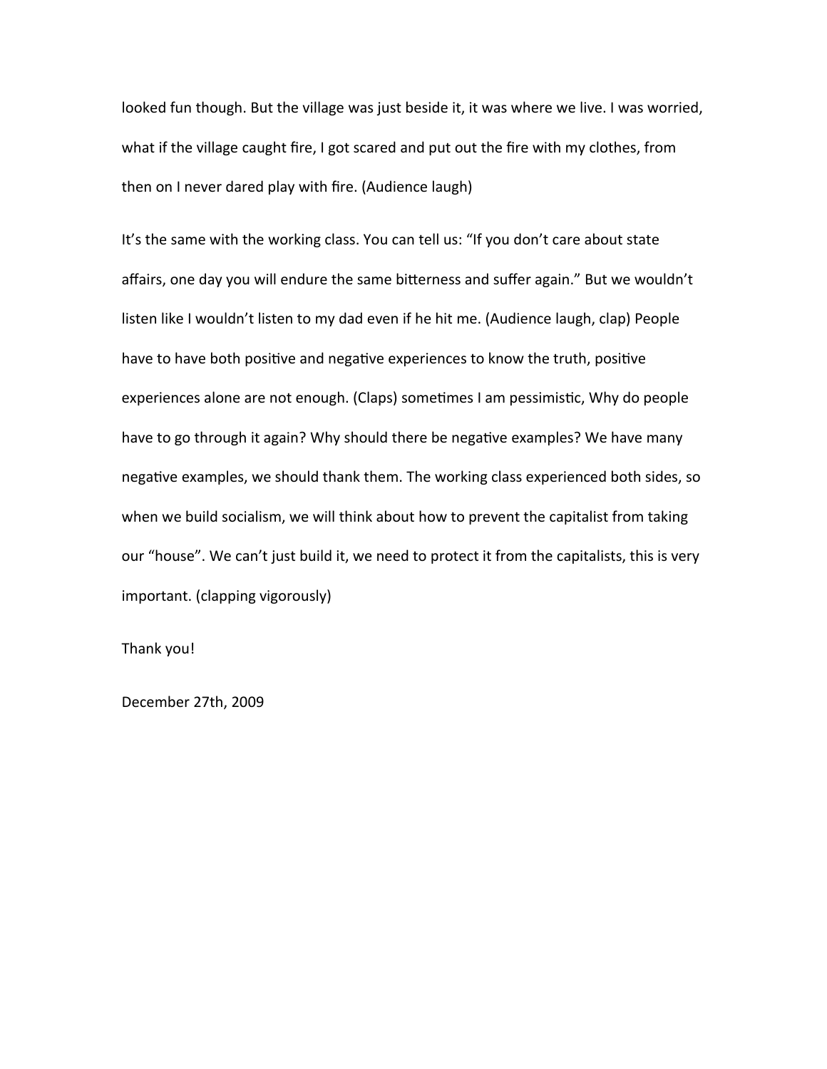looked fun though. But the village was just beside it, it was where we live. I was worried, what if the village caught fire, I got scared and put out the fire with my clothes, from then on I never dared play with fire. (Audience laugh)

It's the same with the working class. You can tell us: "If you don't care about state affairs, one day you will endure the same bitterness and suffer again." But we wouldn't listen like I wouldn't listen to my dad even if he hit me. (Audience laugh, clap) People have to have both positive and negative experiences to know the truth, positive experiences alone are not enough. (Claps) sometimes I am pessimistic, Why do people have to go through it again? Why should there be negative examples? We have many negative examples, we should thank them. The working class experienced both sides, so when we build socialism, we will think about how to prevent the capitalist from taking our "house". We can't just build it, we need to protect it from the capitalists, this is very important. (clapping vigorously)

Thank you!

December 27th, 2009